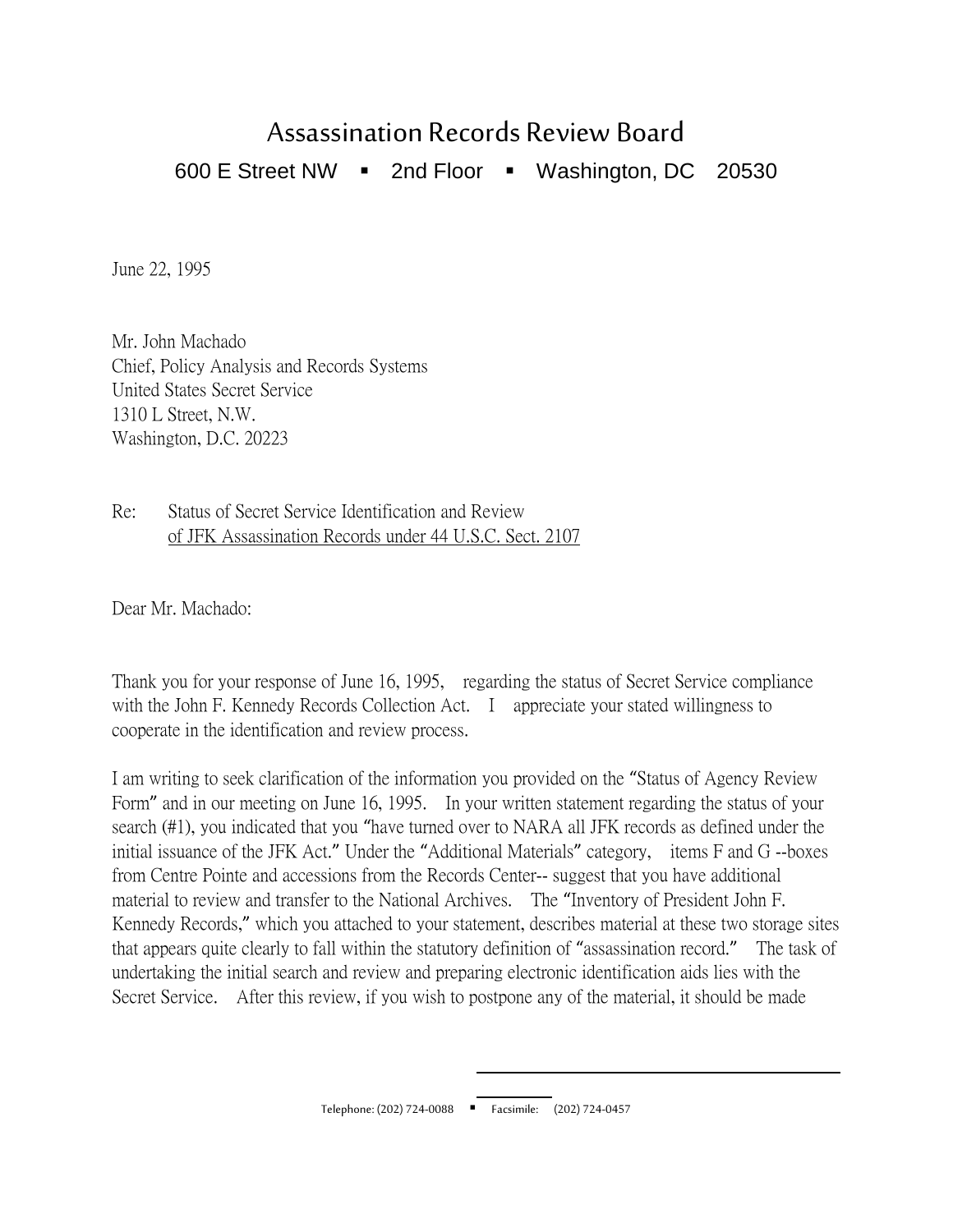# Assassination Records Review Board

600 E Street NW ▪ 2nd Floor ▪ Washington, DC 20530

June 22, 1995

Mr. John Machado
Chief, Policy Analysis and Records Systems
United States Secret Service
1310 L Street, N.W.
Washington, D.C. 20223

Re: Status of Secret Service Identification and Review
<u>of JFK Assassination Records under 44 U.S.C. Sect. 2107</u>

Dear Mr. Machado:

Thank you for your response of June 16, 1995, regarding the status of Secret Service compliance with the John F. Kennedy Records Collection Act. I appreciate your stated willingness to cooperate in the identification and review process.

I am writing to seek clarification of the information you provided on the "Status of Agency Review Form" and in our meeting on June 16, 1995. In your written statement regarding the status of your search (#1), you indicated that you "have turned over to NARA all JFK records as defined under the initial issuance of the JFK Act." Under the "Additional Materials" category, items F and G --boxes from Centre Pointe and accessions from the Records Center-- suggest that you have additional material to review and transfer to the National Archives. The "Inventory of President John F. Kennedy Records," which you attached to your statement, describes material at these two storage sites that appears quite clearly to fall within the statutory definition of "assassination record." The task of undertaking the initial search and review and preparing electronic identification aids lies with the Secret Service. After this review, if you wish to postpone any of the material, it should be made

Telephone: (202) 724-0088 ▪ Facsimile: (202) 724-0457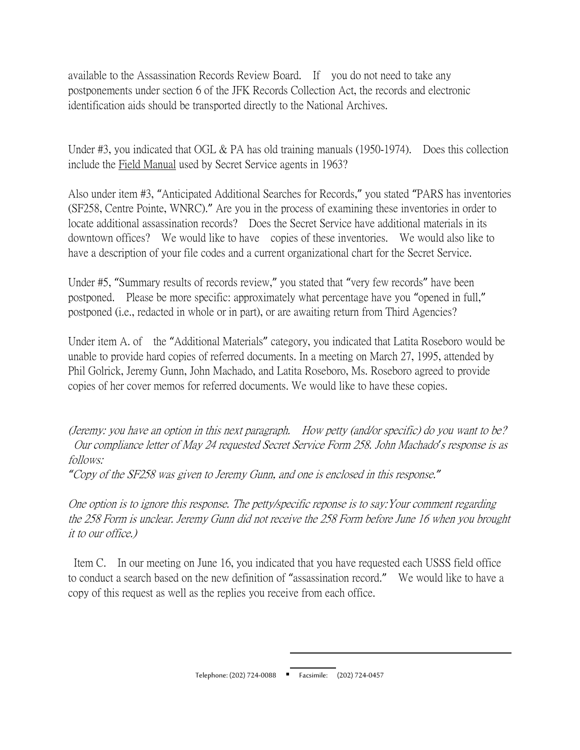available to the Assassination Records Review Board. If you do not need to take any postponements under section 6 of the JFK Records Collection Act, the records and electronic identification aids should be transported directly to the National Archives.

Under #3, you indicated that OGL & PA has old training manuals (1950-1974). Does this collection include the Field Manual used by Secret Service agents in 1963?

Also under item #3, "Anticipated Additional Searches for Records," you stated "PARS has inventories (SF258, Centre Pointe, WNRC)." Are you in the process of examining these inventories in order to locate additional assassination records? Does the Secret Service have additional materials in its downtown offices? We would like to have copies of these inventories. We would also like to have a description of your file codes and a current organizational chart for the Secret Service.

Under #5, "Summary results of records review," you stated that "very few records" have been postponed. Please be more specific: approximately what percentage have you "opened in full," postponed (i.e., redacted in whole or in part), or are awaiting return from Third Agencies?

Under item A. of the "Additional Materials" category, you indicated that Latita Roseboro would be unable to provide hard copies of referred documents. In a meeting on March 27, 1995, attended by Phil Golrick, Jeremy Gunn, John Machado, and Latita Roseboro, Ms. Roseboro agreed to provide copies of her cover memos for referred documents. We would like to have these copies.

*(Jeremy: you have an option in this next paragraph. How petty (and/or specific) do you want to be? Our compliance letter of May 24 requested Secret Service Form 258. John Machado's response is as follows:*
*"Copy of the SF258 was given to Jeremy Gunn, and one is enclosed in this response."*

*One option is to ignore this response. The petty/specific reponse is to say: Your comment regarding the 258 Form is unclear. Jeremy Gunn did not receive the 258 Form before June 16 when you brought it to our office.)*

Item C. In our meeting on June 16, you indicated that you have requested each USSS field office to conduct a search based on the new definition of "assassination record." We would like to have a copy of this request as well as the replies you receive from each office.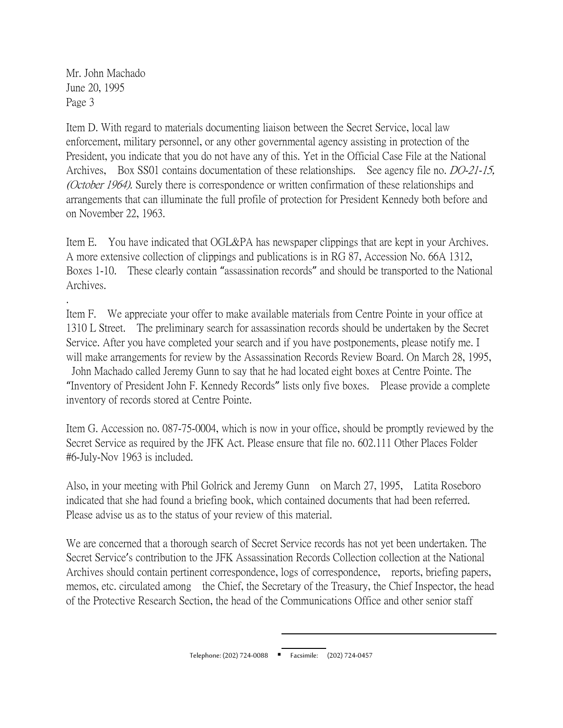Mr. John Machado
June 20, 1995
Page 3

Item D. With regard to materials documenting liaison between the Secret Service, local law enforcement, military personnel, or any other governmental agency assisting in protection of the President, you indicate that you do not have any of this. Yet in the Official Case File at the National Archives, Box SS01 contains documentation of these relationships. See agency file no. *DO-21-15, (October 1964).* Surely there is correspondence or written confirmation of these relationships and arrangements that can illuminate the full profile of protection for President Kennedy both before and on November 22, 1963.

Item E. You have indicated that OGL&PA has newspaper clippings that are kept in your Archives. A more extensive collection of clippings and publications is in RG 87, Accession No. 66A 1312, Boxes 1-10. These clearly contain "assassination records" and should be transported to the National Archives.

.

Item F. We appreciate your offer to make available materials from Centre Pointe in your office at 1310 L Street. The preliminary search for assassination records should be undertaken by the Secret Service. After you have completed your search and if you have postponements, please notify me. I will make arrangements for review by the Assassination Records Review Board. On March 28, 1995, John Machado called Jeremy Gunn to say that he had located eight boxes at Centre Pointe. The "Inventory of President John F. Kennedy Records" lists only five boxes. Please provide a complete inventory of records stored at Centre Pointe.

Item G. Accession no. 087-75-0004, which is now in your office, should be promptly reviewed by the Secret Service as required by the JFK Act. Please ensure that file no. 602.111 Other Places Folder #6-July-Nov 1963 is included.

Also, in your meeting with Phil Golrick and Jeremy Gunn on March 27, 1995, Latita Roseboro indicated that she had found a briefing book, which contained documents that had been referred. Please advise us as to the status of your review of this material.

We are concerned that a thorough search of Secret Service records has not yet been undertaken. The Secret Service's contribution to the JFK Assassination Records Collection collection at the National Archives should contain pertinent correspondence, logs of correspondence, reports, briefing papers, memos, etc. circulated among the Chief, the Secretary of the Treasury, the Chief Inspector, the head of the Protective Research Section, the head of the Communications Office and other senior staff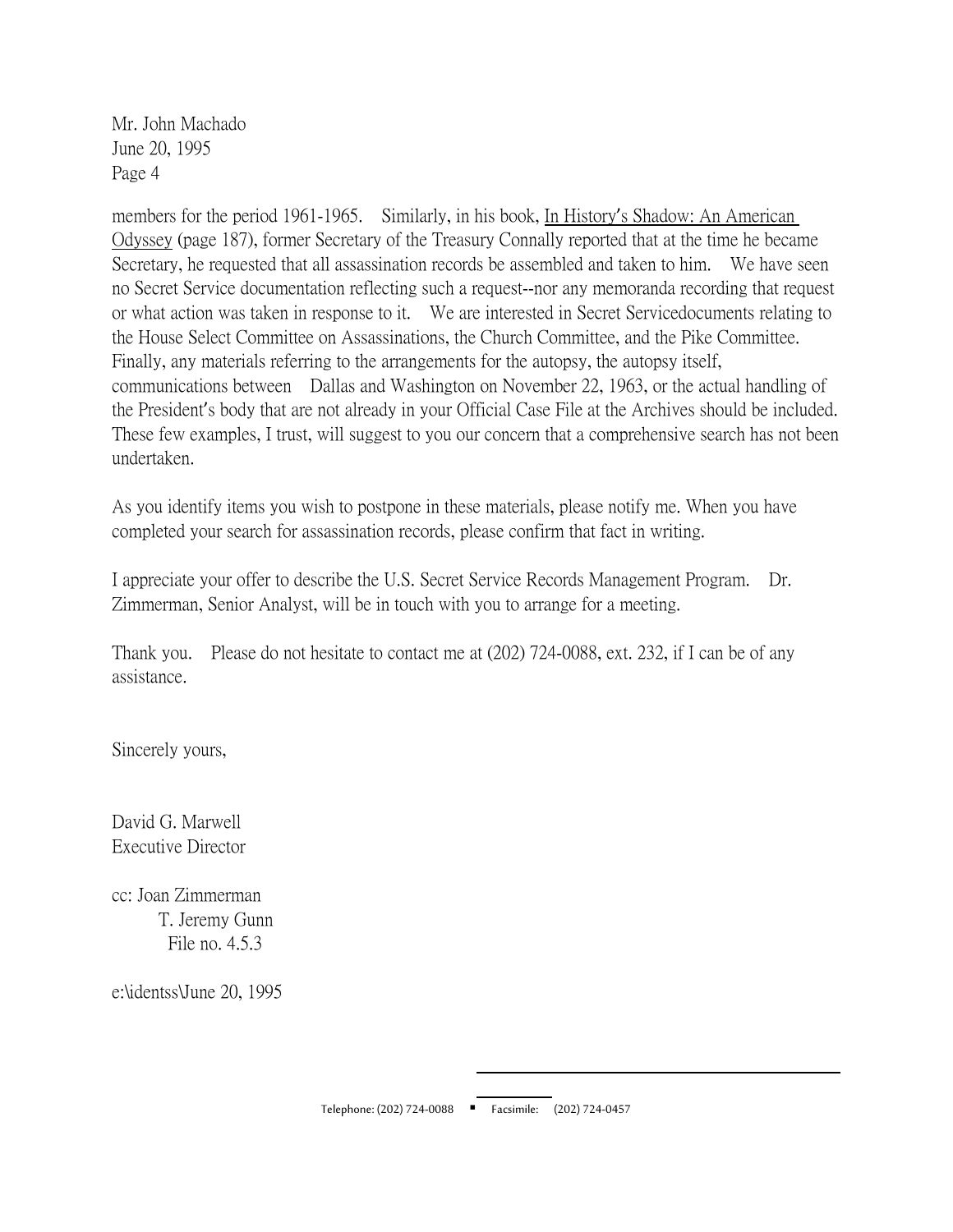Mr. John Machado  
June 20, 1995  
Page 4

members for the period 1961-1965. Similarly, in his book, In History's Shadow: An American Odyssey (page 187), former Secretary of the Treasury Connally reported that at the time he became Secretary, he requested that all assassination records be assembled and taken to him. We have seen no Secret Service documentation reflecting such a request--nor any memoranda recording that request or what action was taken in response to it. We are interested in Secret Servicedocuments relating to the House Select Committee on Assassinations, the Church Committee, and the Pike Committee. Finally, any materials referring to the arrangements for the autopsy, the autopsy itself, communications between Dallas and Washington on November 22, 1963, or the actual handling of the President's body that are not already in your Official Case File at the Archives should be included. These few examples, I trust, will suggest to you our concern that a comprehensive search has not been undertaken.

As you identify items you wish to postpone in these materials, please notify me. When you have completed your search for assassination records, please confirm that fact in writing.

I appreciate your offer to describe the U.S. Secret Service Records Management Program. Dr. Zimmerman, Senior Analyst, will be in touch with you to arrange for a meeting.

Thank you. Please do not hesitate to contact me at (202) 724-0088, ext. 232, if I can be of any assistance.

Sincerely yours,

David G. Marwell  
Executive Director

cc: Joan Zimmerman  
T. Jeremy Gunn  
File no. 4.5.3

e:\identss\June 20, 1995

Telephone: (202) 724-0088 ▪ Facsimile: (202) 724-0457